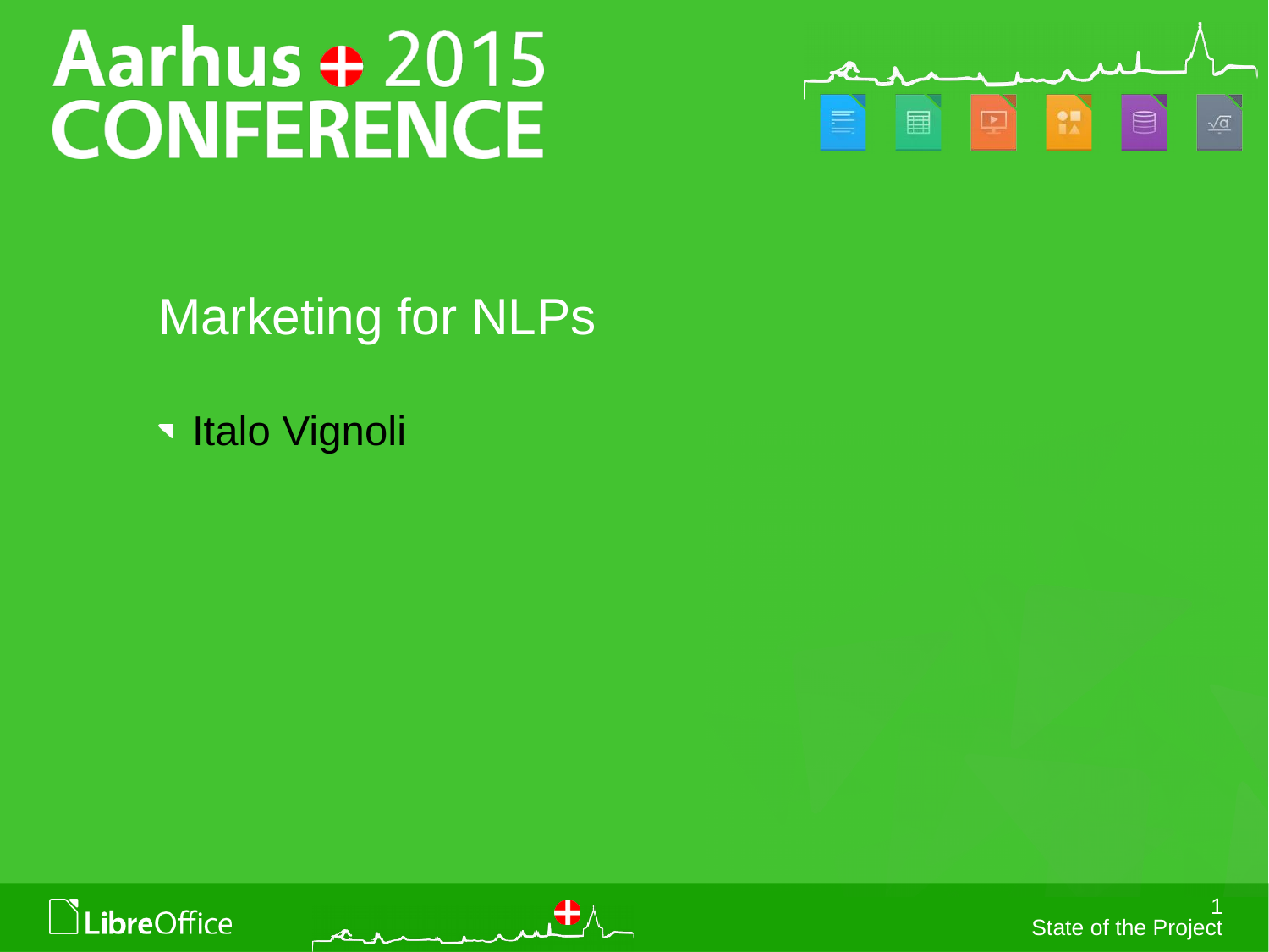# Aarhus 2015 CONFERENCE

## Marketing for NLPs

- Italo Vignoli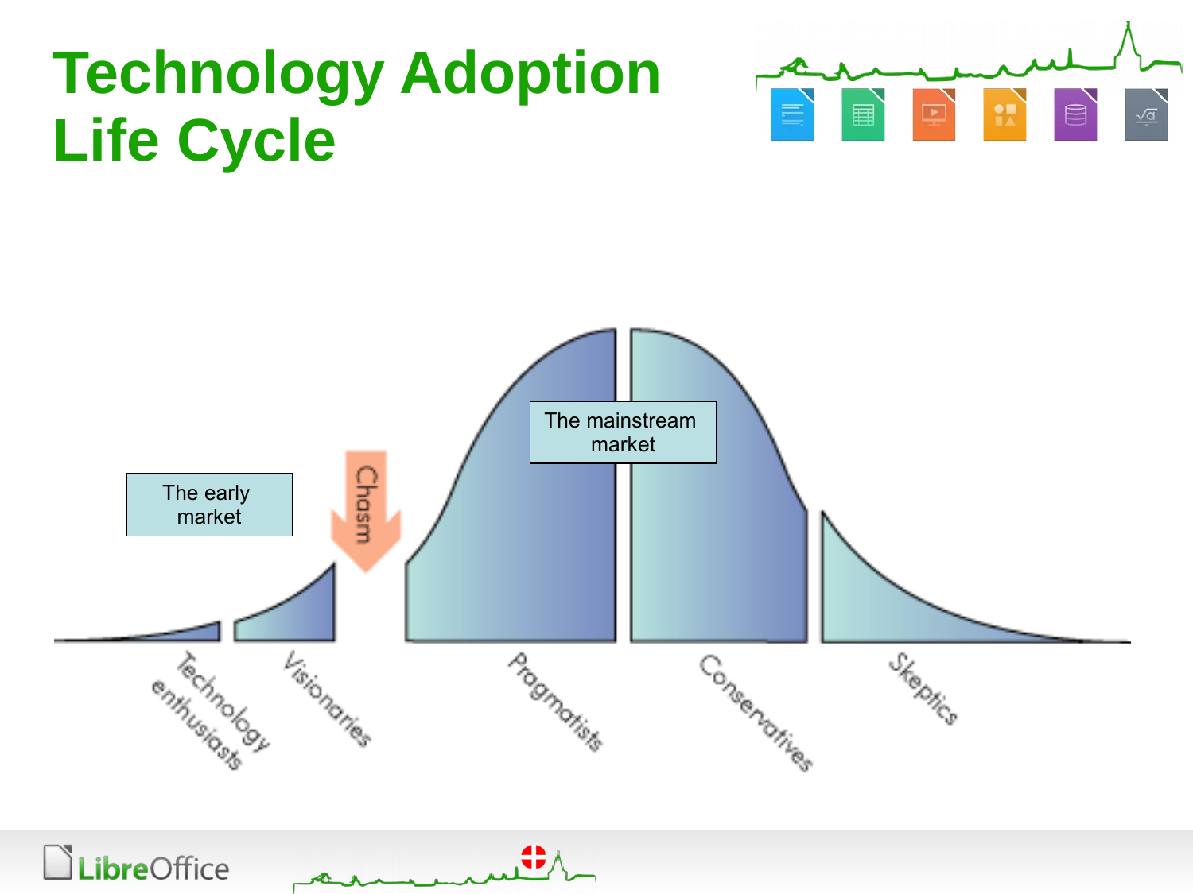# Technology Adoption Life Cycle

The early market

Chasm

The mainstream market

Technology enthusiasts

Visionaries

Pragmatists

Conservatives

Skeptics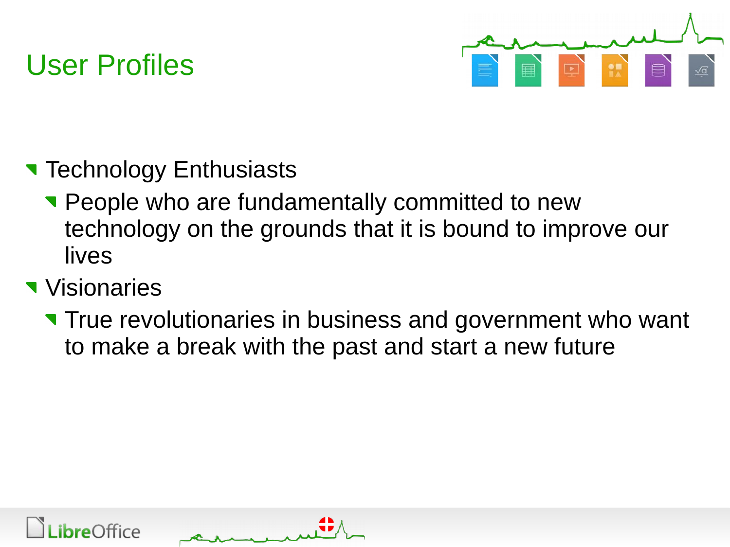# User Profiles

- Technology Enthusiasts
  - People who are fundamentally committed to new technology on the grounds that it is bound to improve our lives
- Visionaries
  - True revolutionaries in business and government who want to make a break with the past and start a new future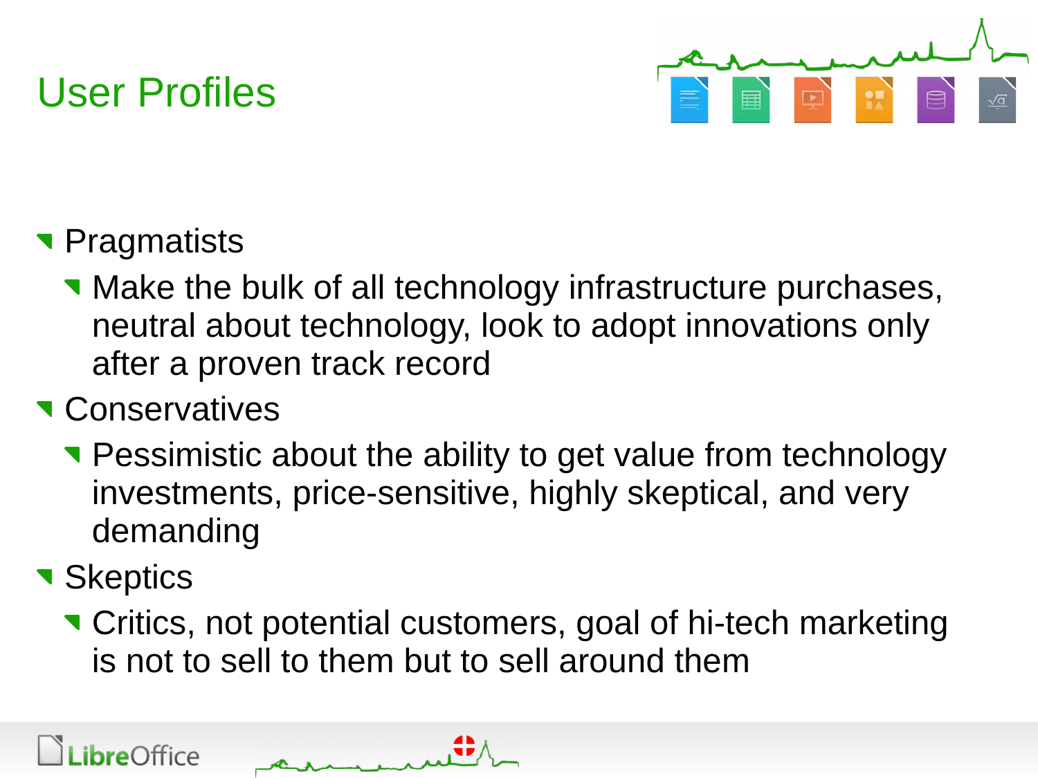# User Profiles

- Pragmatists
  - Make the bulk of all technology infrastructure purchases, neutral about technology, look to adopt innovations only after a proven track record
- Conservatives
  - Pessimistic about the ability to get value from technology investments, price-sensitive, highly skeptical, and very demanding
- Skeptics
  - Critics, not potential customers, goal of hi-tech marketing is not to sell to them but to sell around them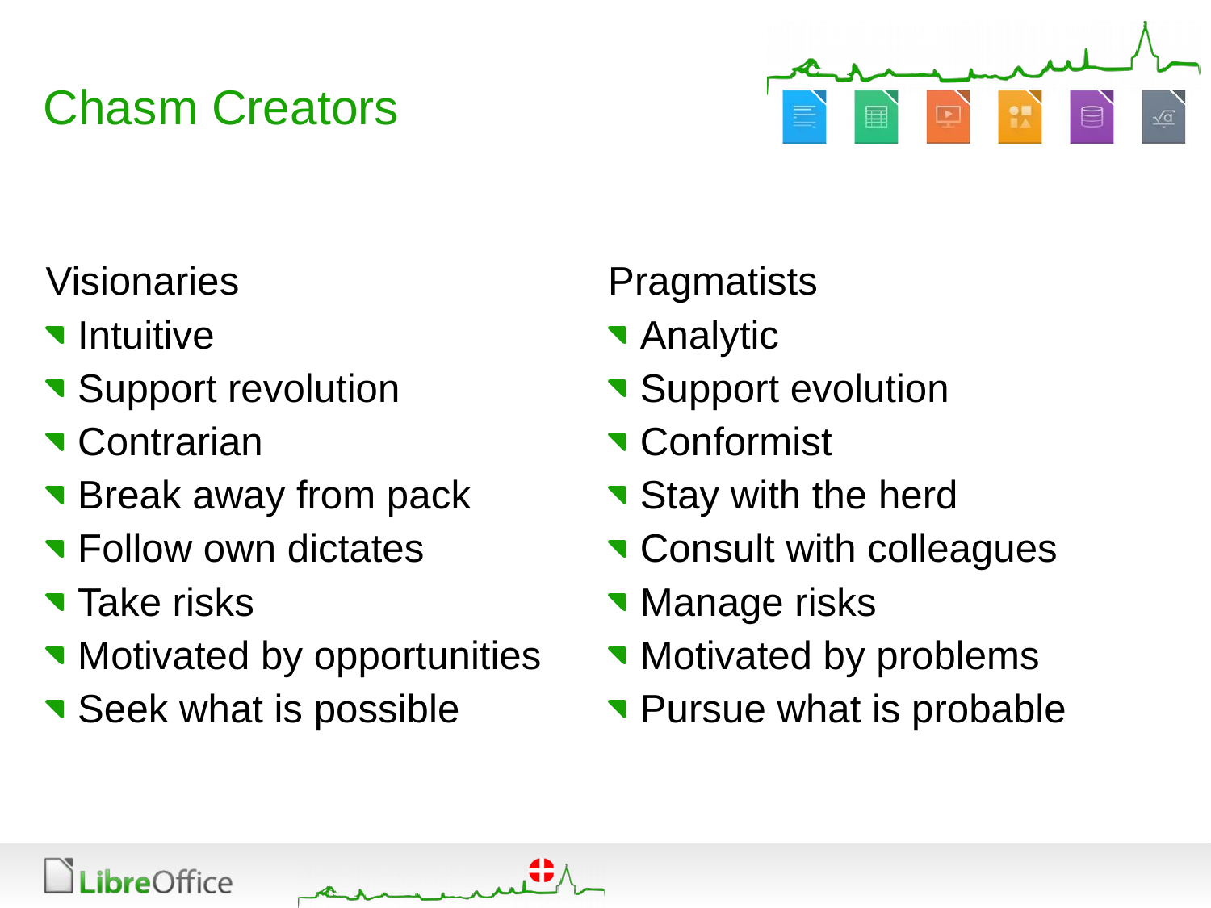# Chasm Creators

Visionaries

- Intuitive
- Support revolution
- Contrarian
- Break away from pack
- Follow own dictates
- Take risks
- Motivated by opportunities
- Seek what is possible

Pragmatists

- Analytic
- Support evolution
- Conformist
- Stay with the herd
- Consult with colleagues
- Manage risks
- Motivated by problems
- Pursue what is probable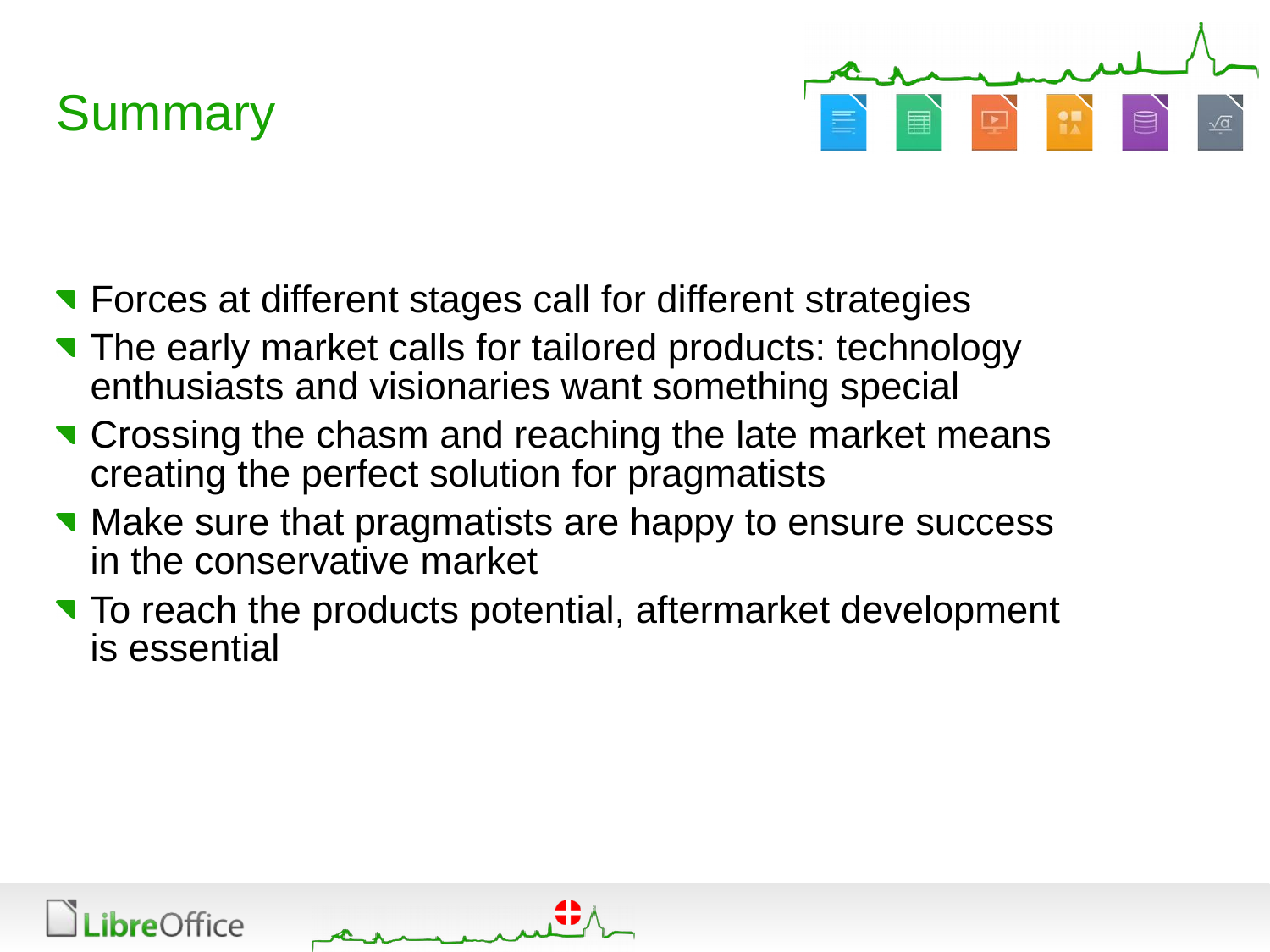# Summary

- Forces at different stages call for different strategies
- The early market calls for tailored products: technology enthusiasts and visionaries want something special
- Crossing the chasm and reaching the late market means creating the perfect solution for pragmatists
- Make sure that pragmatists are happy to ensure success in the conservative market
- To reach the products potential, aftermarket development is essential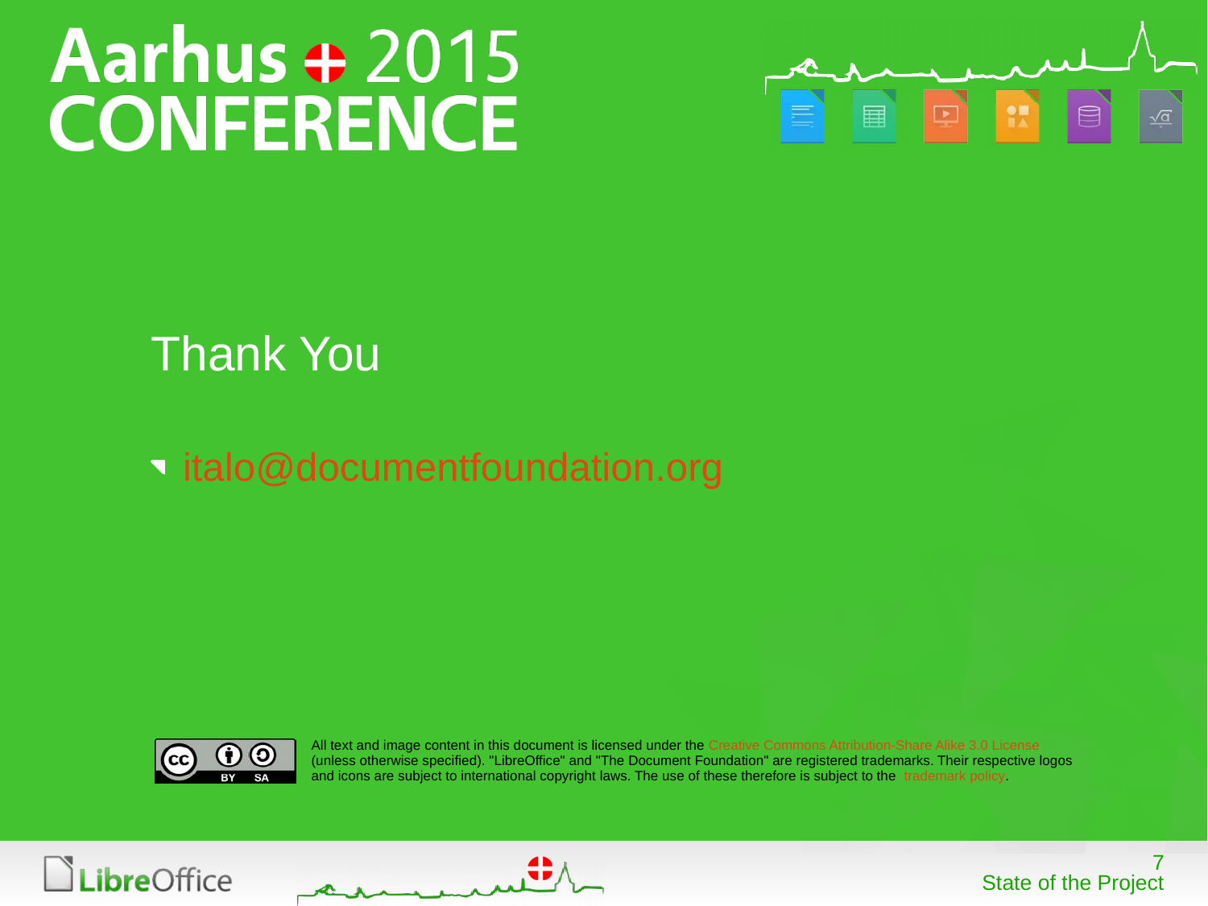# Aarhus 2015 CONFERENCE

## Thank You

- italo@documentfoundation.org

All text and image content in this document is licensed under the Creative Commons Attribution-Share Alike 3.0 License (unless otherwise specified). "LibreOffice" and "The Document Foundation" are registered trademarks. Their respective logos and icons are subject to international copyright laws. The use of these therefore is subject to the trademark policy.